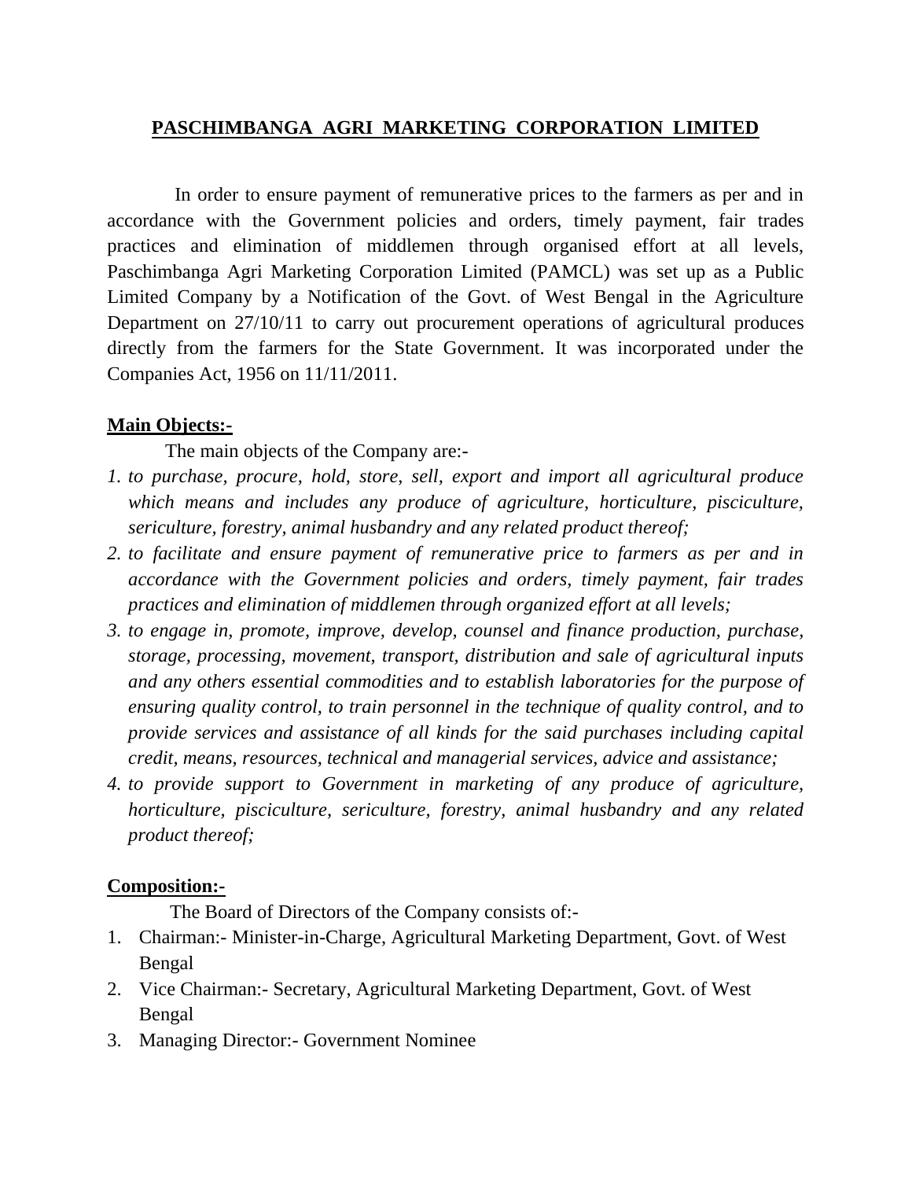# PASCHIMBANGA AGRI MARKETING CORPORATION LIMITED

In order to ensure payment of remunerative prices to the farmers as per and in accordance with the Government policies and orders, timely payment, fair trades practices and elimination of middlemen through organised effort at all levels, Paschimbanga Agri Marketing Corporation Limited (PAMCL) was set up as a Public Limited Company by a Notification of the Govt. of West Bengal in the Agriculture Department on 27/10/11 to carry out procurement operations of agricultural produces directly from the farmers for the State Government. It was incorporated under the Companies Act, 1956 on 11/11/2011.

## Main Objects:-

The main objects of the Company are:-

1. *to purchase, procure, hold, store, sell, export and import all agricultural produce which means and includes any produce of agriculture, horticulture, pisciculture, sericulture, forestry, animal husbandry and any related product thereof;*
2. *to facilitate and ensure payment of remunerative price to farmers as per and in accordance with the Government policies and orders, timely payment, fair trades practices and elimination of middlemen through organized effort at all levels;*
3. *to engage in, promote, improve, develop, counsel and finance production, purchase, storage, processing, movement, transport, distribution and sale of agricultural inputs and any others essential commodities and to establish laboratories for the purpose of ensuring quality control, to train personnel in the technique of quality control, and to provide services and assistance of all kinds for the said purchases including capital credit, means, resources, technical and managerial services, advice and assistance;*
4. *to provide support to Government in marketing of any produce of agriculture, horticulture, pisciculture, sericulture, forestry, animal husbandry and any related product thereof;*

## Composition:-

The Board of Directors of the Company consists of:-

1. Chairman:- Minister-in-Charge, Agricultural Marketing Department, Govt. of West Bengal
2. Vice Chairman:- Secretary, Agricultural Marketing Department, Govt. of West Bengal
3. Managing Director:- Government Nominee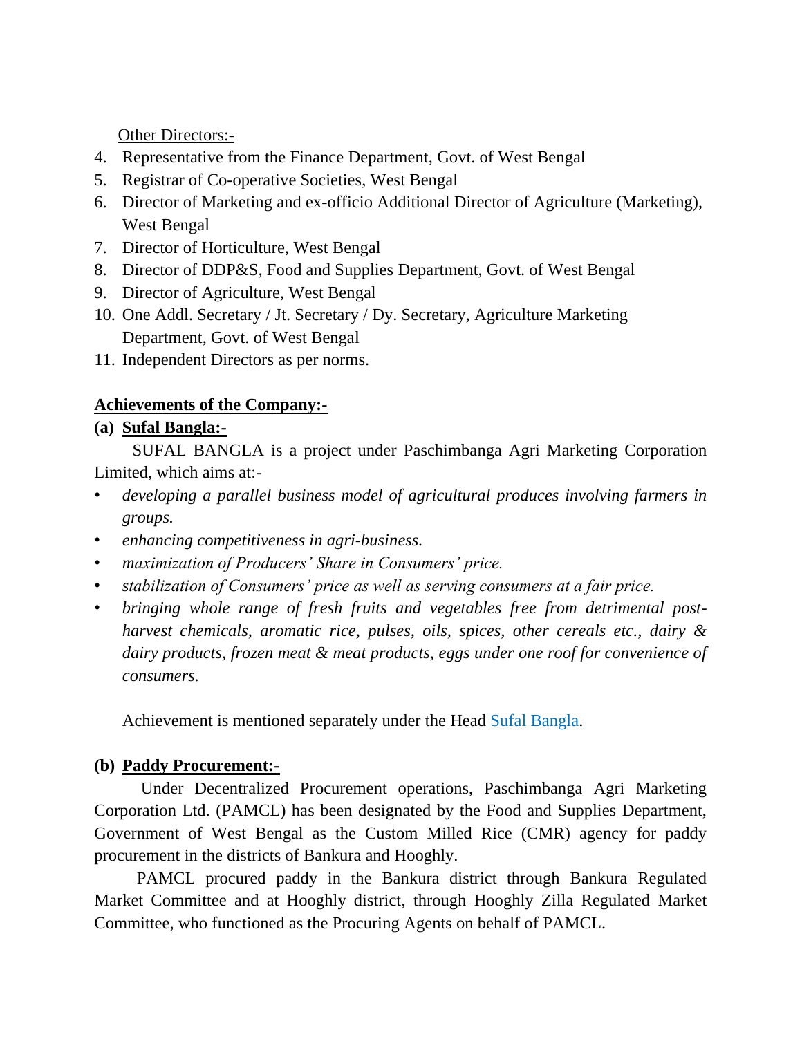Other Directors:-

4. Representative from the Finance Department, Govt. of West Bengal
5. Registrar of Co-operative Societies, West Bengal
6. Director of Marketing and ex-officio Additional Director of Agriculture (Marketing), West Bengal
7. Director of Horticulture, West Bengal
8. Director of DDP&S, Food and Supplies Department, Govt. of West Bengal
9. Director of Agriculture, West Bengal
10. One Addl. Secretary / Jt. Secretary / Dy. Secretary, Agriculture Marketing Department, Govt. of West Bengal
11. Independent Directors as per norms.

**Achievements of the Company:-**

**(a) Sufal Bangla:-**

SUFAL BANGLA is a project under Paschimbanga Agri Marketing Corporation Limited, which aims at:-

- *developing a parallel business model of agricultural produces involving farmers in groups.*
- *enhancing competitiveness in agri-business.*
- *maximization of Producers' Share in Consumers' price.*
- *stabilization of Consumers' price as well as serving consumers at a fair price.*
- *bringing whole range of fresh fruits and vegetables free from detrimental post-harvest chemicals, aromatic rice, pulses, oils, spices, other cereals etc., dairy & dairy products, frozen meat & meat products, eggs under one roof for convenience of consumers.*

Achievement is mentioned separately under the Head Sufal Bangla.

**(b) Paddy Procurement:-**

Under Decentralized Procurement operations, Paschimbanga Agri Marketing Corporation Ltd. (PAMCL) has been designated by the Food and Supplies Department, Government of West Bengal as the Custom Milled Rice (CMR) agency for paddy procurement in the districts of Bankura and Hooghly.

PAMCL procured paddy in the Bankura district through Bankura Regulated Market Committee and at Hooghly district, through Hooghly Zilla Regulated Market Committee, who functioned as the Procuring Agents on behalf of PAMCL.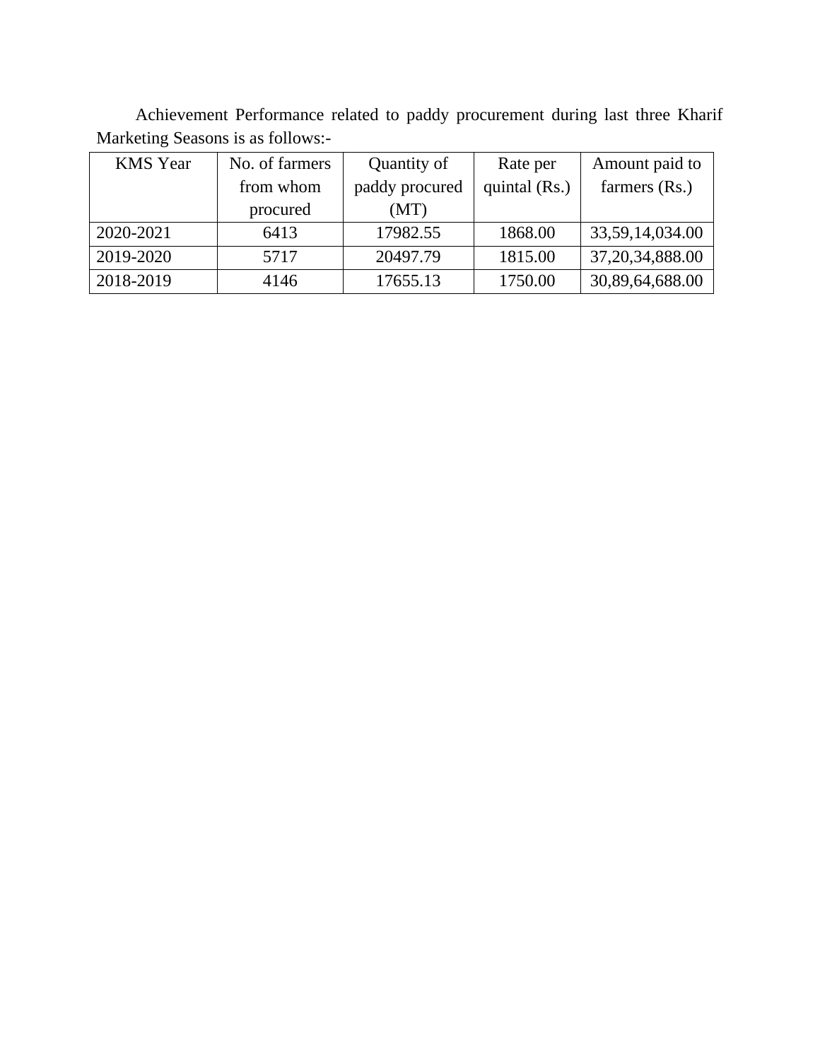Achievement Performance related to paddy procurement during last three Kharif Marketing Seasons is as follows:-

| KMS Year | No. of farmers from whom procured | Quantity of paddy procured (MT) | Rate per quintal (Rs.) | Amount paid to farmers (Rs.) |
|---|---|---|---|---|
| 2020-2021 | 6413 | 17982.55 | 1868.00 | 33,59,14,034.00 |
| 2019-2020 | 5717 | 20497.79 | 1815.00 | 37,20,34,888.00 |
| 2018-2019 | 4146 | 17655.13 | 1750.00 | 30,89,64,688.00 |